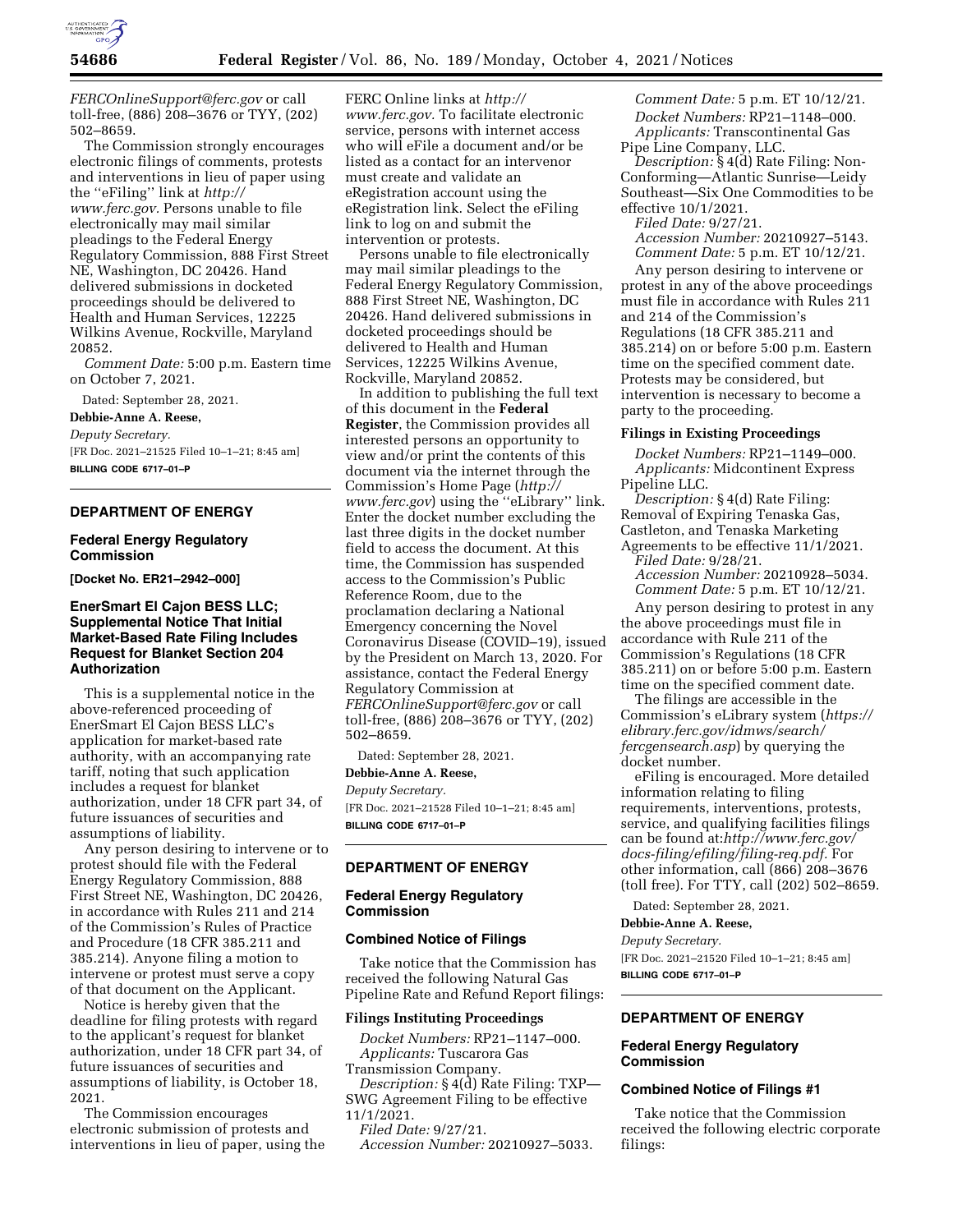*FERCOnlineSupport@ferc.gov* or call toll-free, (886) 208–3676 or TYY, (202) 502–8659.

The Commission strongly encourages electronic filings of comments, protests and interventions in lieu of paper using the ''eFiling'' link at *http://www.ferc.gov.* Persons unable to file electronically may mail similar pleadings to the Federal Energy Regulatory Commission, 888 First Street NE, Washington, DC 20426. Hand delivered submissions in docketed proceedings should be delivered to Health and Human Services, 12225 Wilkins Avenue, Rockville, Maryland 20852.

*Comment Date:* 5:00 p.m. Eastern time on October 7, 2021.

Dated: September 28, 2021.

**Debbie-Anne A. Reese,**

*Deputy Secretary.*

[FR Doc. 2021–21525 Filed 10–1–21; 8:45 am]

**BILLING CODE 6717–01–P**

---

## DEPARTMENT OF ENERGY

### Federal Energy Regulatory Commission

**[Docket No. ER21–2942–000]**

### EnerSmart El Cajon BESS LLC; Supplemental Notice That Initial Market-Based Rate Filing Includes Request for Blanket Section 204 Authorization

This is a supplemental notice in the above-referenced proceeding of EnerSmart El Cajon BESS LLC's application for market-based rate authority, with an accompanying rate tariff, noting that such application includes a request for blanket authorization, under 18 CFR part 34, of future issuances of securities and assumptions of liability.

Any person desiring to intervene or to protest should file with the Federal Energy Regulatory Commission, 888 First Street NE, Washington, DC 20426, in accordance with Rules 211 and 214 of the Commission's Rules of Practice and Procedure (18 CFR 385.211 and 385.214). Anyone filing a motion to intervene or protest must serve a copy of that document on the Applicant.

Notice is hereby given that the deadline for filing protests with regard to the applicant's request for blanket authorization, under 18 CFR part 34, of future issuances of securities and assumptions of liability, is October 18, 2021.

The Commission encourages electronic submission of protests and interventions in lieu of paper, using the FERC Online links at *http://www.ferc.gov.* To facilitate electronic service, persons with internet access who will eFile a document and/or be listed as a contact for an intervenor must create and validate an eRegistration account using the eRegistration link. Select the eFiling link to log on and submit the intervention or protests.

Persons unable to file electronically may mail similar pleadings to the Federal Energy Regulatory Commission, 888 First Street NE, Washington, DC 20426. Hand delivered submissions in docketed proceedings should be delivered to Health and Human Services, 12225 Wilkins Avenue, Rockville, Maryland 20852.

In addition to publishing the full text of this document in the **Federal Register**, the Commission provides all interested persons an opportunity to view and/or print the contents of this document via the internet through the Commission's Home Page (*http://www.ferc.gov*) using the ''eLibrary'' link. Enter the docket number excluding the last three digits in the docket number field to access the document. At this time, the Commission has suspended access to the Commission's Public Reference Room, due to the proclamation declaring a National Emergency concerning the Novel Coronavirus Disease (COVID–19), issued by the President on March 13, 2020. For assistance, contact the Federal Energy Regulatory Commission at *FERCOnlineSupport@ferc.gov* or call toll-free, (886) 208–3676 or TYY, (202) 502–8659.

Dated: September 28, 2021.

**Debbie-Anne A. Reese,**

*Deputy Secretary.*

[FR Doc. 2021–21528 Filed 10–1–21; 8:45 am]

**BILLING CODE 6717–01–P**

---

## DEPARTMENT OF ENERGY

### Federal Energy Regulatory Commission

### Combined Notice of Filings

Take notice that the Commission has received the following Natural Gas Pipeline Rate and Refund Report filings:

#### Filings Instituting Proceedings

*Docket Numbers:* RP21–1147–000.
*Applicants:* Tuscarora Gas Transmission Company.
*Description:* § 4(d) Rate Filing: TXP—SWG Agreement Filing to be effective 11/1/2021.
*Filed Date:* 9/27/21.
*Accession Number:* 20210927–5033.
*Comment Date:* 5 p.m. ET 10/12/21.

*Docket Numbers:* RP21–1148–000.
*Applicants:* Transcontinental Gas Pipe Line Company, LLC.
*Description:* § 4(d) Rate Filing: Non-Conforming—Atlantic Sunrise—Leidy Southeast—Six One Commodities to be effective 10/1/2021.
*Filed Date:* 9/27/21.
*Accession Number:* 20210927–5143.
*Comment Date:* 5 p.m. ET 10/12/21.

Any person desiring to intervene or protest in any of the above proceedings must file in accordance with Rules 211 and 214 of the Commission's Regulations (18 CFR 385.211 and 385.214) on or before 5:00 p.m. Eastern time on the specified comment date. Protests may be considered, but intervention is necessary to become a party to the proceeding.

#### Filings in Existing Proceedings

*Docket Numbers:* RP21–1149–000.
*Applicants:* Midcontinent Express Pipeline LLC.
*Description:* § 4(d) Rate Filing: Removal of Expiring Tenaska Gas, Castleton, and Tenaska Marketing Agreements to be effective 11/1/2021.
*Filed Date:* 9/28/21.
*Accession Number:* 20210928–5034.
*Comment Date:* 5 p.m. ET 10/12/21.

Any person desiring to protest in any the above proceedings must file in accordance with Rule 211 of the Commission's Regulations (18 CFR 385.211) on or before 5:00 p.m. Eastern time on the specified comment date.

The filings are accessible in the Commission's eLibrary system (*https://elibrary.ferc.gov/idmws/search/fercgensearch.asp*) by querying the docket number.

eFiling is encouraged. More detailed information relating to filing requirements, interventions, protests, service, and qualifying facilities filings can be found at:*http://www.ferc.gov/docs-filing/efiling/filing-req.pdf.* For other information, call (866) 208–3676 (toll free). For TTY, call (202) 502–8659.

Dated: September 28, 2021.

**Debbie-Anne A. Reese,**

*Deputy Secretary.*

[FR Doc. 2021–21520 Filed 10–1–21; 8:45 am]

**BILLING CODE 6717–01–P**

---

## DEPARTMENT OF ENERGY

### Federal Energy Regulatory Commission

### Combined Notice of Filings #1

Take notice that the Commission received the following electric corporate filings: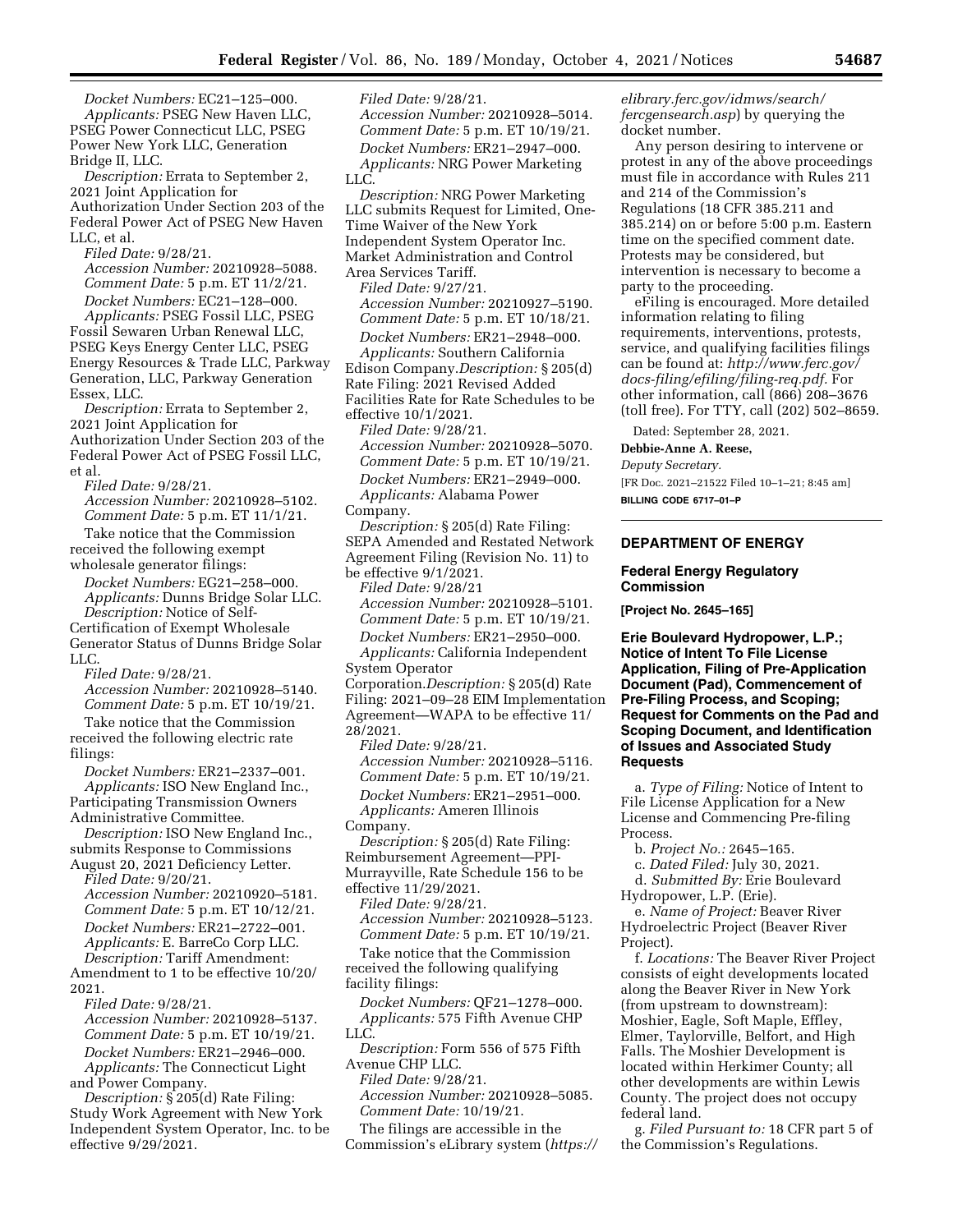*Docket Numbers:* EC21–125–000.
*Applicants:* PSEG New Haven LLC, PSEG Power Connecticut LLC, PSEG Power New York LLC, Generation Bridge II, LLC.
*Description:* Errata to September 2, 2021 Joint Application for Authorization Under Section 203 of the Federal Power Act of PSEG New Haven LLC, et al.
*Filed Date:* 9/28/21.
*Accession Number:* 20210928–5088.
*Comment Date:* 5 p.m. ET 11/2/21.
*Docket Numbers:* EC21–128–000.
*Applicants:* PSEG Fossil LLC, PSEG Fossil Sewaren Urban Renewal LLC, PSEG Keys Energy Center LLC, PSEG Energy Resources & Trade LLC, Parkway Generation, LLC, Parkway Generation Essex, LLC.
*Description:* Errata to September 2, 2021 Joint Application for Authorization Under Section 203 of the Federal Power Act of PSEG Fossil LLC, et al.
*Filed Date:* 9/28/21.
*Accession Number:* 20210928–5102.
*Comment Date:* 5 p.m. ET 11/1/21.

Take notice that the Commission received the following exempt wholesale generator filings:

*Docket Numbers:* EG21–258–000.
*Applicants:* Dunns Bridge Solar LLC.
*Description:* Notice of Self-Certification of Exempt Wholesale Generator Status of Dunns Bridge Solar LLC.
*Filed Date:* 9/28/21.
*Accession Number:* 20210928–5140.
*Comment Date:* 5 p.m. ET 10/19/21.

Take notice that the Commission received the following electric rate filings:

*Docket Numbers:* ER21–2337–001.
*Applicants:* ISO New England Inc., Participating Transmission Owners Administrative Committee.
*Description:* ISO New England Inc., submits Response to Commissions August 20, 2021 Deficiency Letter.
*Filed Date:* 9/20/21.
*Accession Number:* 20210920–5181.
*Comment Date:* 5 p.m. ET 10/12/21.
*Docket Numbers:* ER21–2722–001.
*Applicants:* E. BarreCo Corp LLC.
*Description:* Tariff Amendment: Amendment to 1 to be effective 10/20/2021.
*Filed Date:* 9/28/21.
*Accession Number:* 20210928–5137.
*Comment Date:* 5 p.m. ET 10/19/21.
*Docket Numbers:* ER21–2946–000.
*Applicants:* The Connecticut Light and Power Company.
*Description:* § 205(d) Rate Filing: Study Work Agreement with New York Independent System Operator, Inc. to be effective 9/29/2021.
*Filed Date:* 9/28/21.
*Accession Number:* 20210928–5014.
*Comment Date:* 5 p.m. ET 10/19/21.
*Docket Numbers:* ER21–2947–000.
*Applicants:* NRG Power Marketing LLC.
*Description:* NRG Power Marketing LLC submits Request for Limited, One-Time Waiver of the New York Independent System Operator Inc. Market Administration and Control Area Services Tariff.
*Filed Date:* 9/27/21.
*Accession Number:* 20210927–5190.
*Comment Date:* 5 p.m. ET 10/18/21.
*Docket Numbers:* ER21–2948–000.
*Applicants:* Southern California Edison Company.*Description:* § 205(d) Rate Filing: 2021 Revised Added Facilities Rate for Rate Schedules to be effective 10/1/2021.
*Filed Date:* 9/28/21.
*Accession Number:* 20210928–5070.
*Comment Date:* 5 p.m. ET 10/19/21.
*Docket Numbers:* ER21–2949–000.
*Applicants:* Alabama Power Company.
*Description:* § 205(d) Rate Filing: SEPA Amended and Restated Network Agreement Filing (Revision No. 11) to be effective 9/1/2021.
*Filed Date:* 9/28/21
*Accession Number:* 20210928–5101.
*Comment Date:* 5 p.m. ET 10/19/21.
*Docket Numbers:* ER21–2950–000.
*Applicants:* California Independent System Operator Corporation.*Description:* § 205(d) Rate Filing: 2021–09–28 EIM Implementation Agreement—WAPA to be effective 11/28/2021.
*Filed Date:* 9/28/21.
*Accession Number:* 20210928–5116.
*Comment Date:* 5 p.m. ET 10/19/21.
*Docket Numbers:* ER21–2951–000.
*Applicants:* Ameren Illinois Company.
*Description:* § 205(d) Rate Filing: Reimbursement Agreement—PPI-Murrayville, Rate Schedule 156 to be effective 11/29/2021.
*Filed Date:* 9/28/21.
*Accession Number:* 20210928–5123.
*Comment Date:* 5 p.m. ET 10/19/21.

Take notice that the Commission received the following qualifying facility filings:

*Docket Numbers:* QF21–1278–000.
*Applicants:* 575 Fifth Avenue CHP LLC.
*Description:* Form 556 of 575 Fifth Avenue CHP LLC.
*Filed Date:* 9/28/21.
*Accession Number:* 20210928–5085.
*Comment Date:* 10/19/21.

The filings are accessible in the Commission's eLibrary system (*https://elibrary.ferc.gov/idmws/search/fercgensearch.asp*) by querying the docket number.

Any person desiring to intervene or protest in any of the above proceedings must file in accordance with Rules 211 and 214 of the Commission's Regulations (18 CFR 385.211 and 385.214) on or before 5:00 p.m. Eastern time on the specified comment date. Protests may be considered, but intervention is necessary to become a party to the proceeding.

eFiling is encouraged. More detailed information relating to filing requirements, interventions, protests, service, and qualifying facilities filings can be found at: *http://www.ferc.gov/docs-filing/efiling/filing-req.pdf.* For other information, call (866) 208–3676 (toll free). For TTY, call (202) 502–8659.

Dated: September 28, 2021.

**Debbie-Anne A. Reese,**
*Deputy Secretary.*

[FR Doc. 2021–21522 Filed 10–1–21; 8:45 am]

**BILLING CODE 6717–01–P**

## DEPARTMENT OF ENERGY

### Federal Energy Regulatory Commission

**[Project No. 2645–165]**

### Erie Boulevard Hydropower, L.P.; Notice of Intent To File License Application, Filing of Pre-Application Document (Pad), Commencement of Pre-Filing Process, and Scoping; Request for Comments on the Pad and Scoping Document, and Identification of Issues and Associated Study Requests

a. *Type of Filing:* Notice of Intent to File License Application for a New License and Commencing Pre-filing Process.

b. *Project No.:* 2645–165.

c. *Dated Filed:* July 30, 2021.

d. *Submitted By:* Erie Boulevard Hydropower, L.P. (Erie).

e. *Name of Project:* Beaver River Hydroelectric Project (Beaver River Project).

f. *Locations:* The Beaver River Project consists of eight developments located along the Beaver River in New York (from upstream to downstream): Moshier, Eagle, Soft Maple, Effley, Elmer, Taylorville, Belfort, and High Falls. The Moshier Development is located within Herkimer County; all other developments are within Lewis County. The project does not occupy federal land.

g. *Filed Pursuant to:* 18 CFR part 5 of the Commission's Regulations.